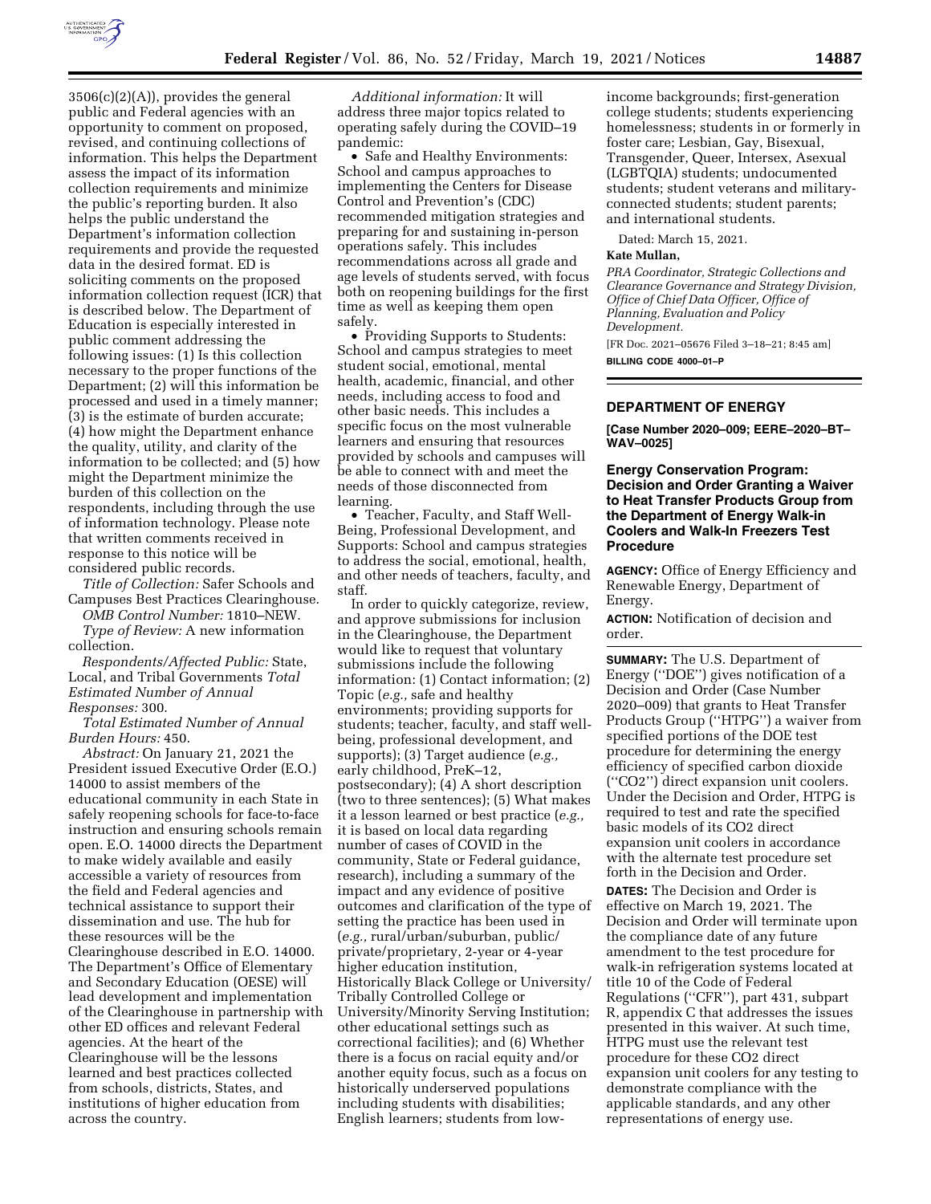3506(c)(2)(A)), provides the general public and Federal agencies with an opportunity to comment on proposed, revised, and continuing collections of information. This helps the Department assess the impact of its information collection requirements and minimize the public's reporting burden. It also helps the public understand the Department's information collection requirements and provide the requested data in the desired format. ED is soliciting comments on the proposed information collection request (ICR) that is described below. The Department of Education is especially interested in public comment addressing the following issues: (1) Is this collection necessary to the proper functions of the Department; (2) will this information be processed and used in a timely manner; (3) is the estimate of burden accurate; (4) how might the Department enhance the quality, utility, and clarity of the information to be collected; and (5) how might the Department minimize the burden of this collection on the respondents, including through the use of information technology. Please note that written comments received in response to this notice will be considered public records.

*Title of Collection:* Safer Schools and Campuses Best Practices Clearinghouse.

*OMB Control Number:* 1810–NEW.

*Type of Review:* A new information collection.

*Respondents/Affected Public:* State, Local, and Tribal Governments *Total Estimated Number of Annual Responses:* 300.

*Total Estimated Number of Annual Burden Hours:* 450.

*Abstract:* On January 21, 2021 the President issued Executive Order (E.O.) 14000 to assist members of the educational community in each State in safely reopening schools for face-to-face instruction and ensuring schools remain open. E.O. 14000 directs the Department to make widely available and easily accessible a variety of resources from the field and Federal agencies and technical assistance to support their dissemination and use. The hub for these resources will be the Clearinghouse described in E.O. 14000. The Department's Office of Elementary and Secondary Education (OESE) will lead development and implementation of the Clearinghouse in partnership with other ED offices and relevant Federal agencies. At the heart of the Clearinghouse will be the lessons learned and best practices collected from schools, districts, States, and institutions of higher education from across the country.

*Additional information:* It will address three major topics related to operating safely during the COVID–19 pandemic:

- Safe and Healthy Environments: School and campus approaches to implementing the Centers for Disease Control and Prevention's (CDC) recommended mitigation strategies and preparing for and sustaining in-person operations safely. This includes recommendations across all grade and age levels of students served, with focus both on reopening buildings for the first time as well as keeping them open safely.
- Providing Supports to Students: School and campus strategies to meet student social, emotional, mental health, academic, financial, and other needs, including access to food and other basic needs. This includes a specific focus on the most vulnerable learners and ensuring that resources provided by schools and campuses will be able to connect with and meet the needs of those disconnected from learning.
- Teacher, Faculty, and Staff Well-Being, Professional Development, and Supports: School and campus strategies to address the social, emotional, health, and other needs of teachers, faculty, and staff.

In order to quickly categorize, review, and approve submissions for inclusion in the Clearinghouse, the Department would like to request that voluntary submissions include the following information: (1) Contact information; (2) Topic (*e.g.,* safe and healthy environments; providing supports for students; teacher, faculty, and staff well-being, professional development, and supports); (3) Target audience (*e.g.,* early childhood, PreK–12, postsecondary); (4) A short description (two to three sentences); (5) What makes it a lesson learned or best practice (*e.g.,* it is based on local data regarding number of cases of COVID in the community, State or Federal guidance, research), including a summary of the impact and any evidence of positive outcomes and clarification of the type of setting the practice has been used in (*e.g.,* rural/urban/suburban, public/private/proprietary, 2-year or 4-year higher education institution, Historically Black College or University/Tribally Controlled College or University/Minority Serving Institution; other educational settings such as correctional facilities); and (6) Whether there is a focus on racial equity and/or another equity focus, such as a focus on historically underserved populations including students with disabilities; English learners; students from low-income backgrounds; first-generation college students; students experiencing homelessness; students in or formerly in foster care; Lesbian, Gay, Bisexual, Transgender, Queer, Intersex, Asexual (LGBTQIA) students; undocumented students; student veterans and military-connected students; student parents; and international students.

Dated: March 15, 2021.

**Kate Mullan,**

*PRA Coordinator, Strategic Collections and Clearance Governance and Strategy Division, Office of Chief Data Officer, Office of Planning, Evaluation and Policy Development.*

[FR Doc. 2021–05676 Filed 3–18–21; 8:45 am]

**BILLING CODE 4000–01–P**

## DEPARTMENT OF ENERGY

**[Case Number 2020–009; EERE–2020–BT–WAV–0025]**

### Energy Conservation Program: Decision and Order Granting a Waiver to Heat Transfer Products Group from the Department of Energy Walk-in Coolers and Walk-In Freezers Test Procedure

**AGENCY:** Office of Energy Efficiency and Renewable Energy, Department of Energy.

**ACTION:** Notification of decision and order.

**SUMMARY:** The U.S. Department of Energy (''DOE'') gives notification of a Decision and Order (Case Number 2020–009) that grants to Heat Transfer Products Group (''HTPG'') a waiver from specified portions of the DOE test procedure for determining the energy efficiency of specified carbon dioxide (''CO2'') direct expansion unit coolers. Under the Decision and Order, HTPG is required to test and rate the specified basic models of its CO2 direct expansion unit coolers in accordance with the alternate test procedure set forth in the Decision and Order.

**DATES:** The Decision and Order is effective on March 19, 2021. The Decision and Order will terminate upon the compliance date of any future amendment to the test procedure for walk-in refrigeration systems located at title 10 of the Code of Federal Regulations (''CFR''), part 431, subpart R, appendix C that addresses the issues presented in this waiver. At such time, HTPG must use the relevant test procedure for these CO2 direct expansion unit coolers for any testing to demonstrate compliance with the applicable standards, and any other representations of energy use.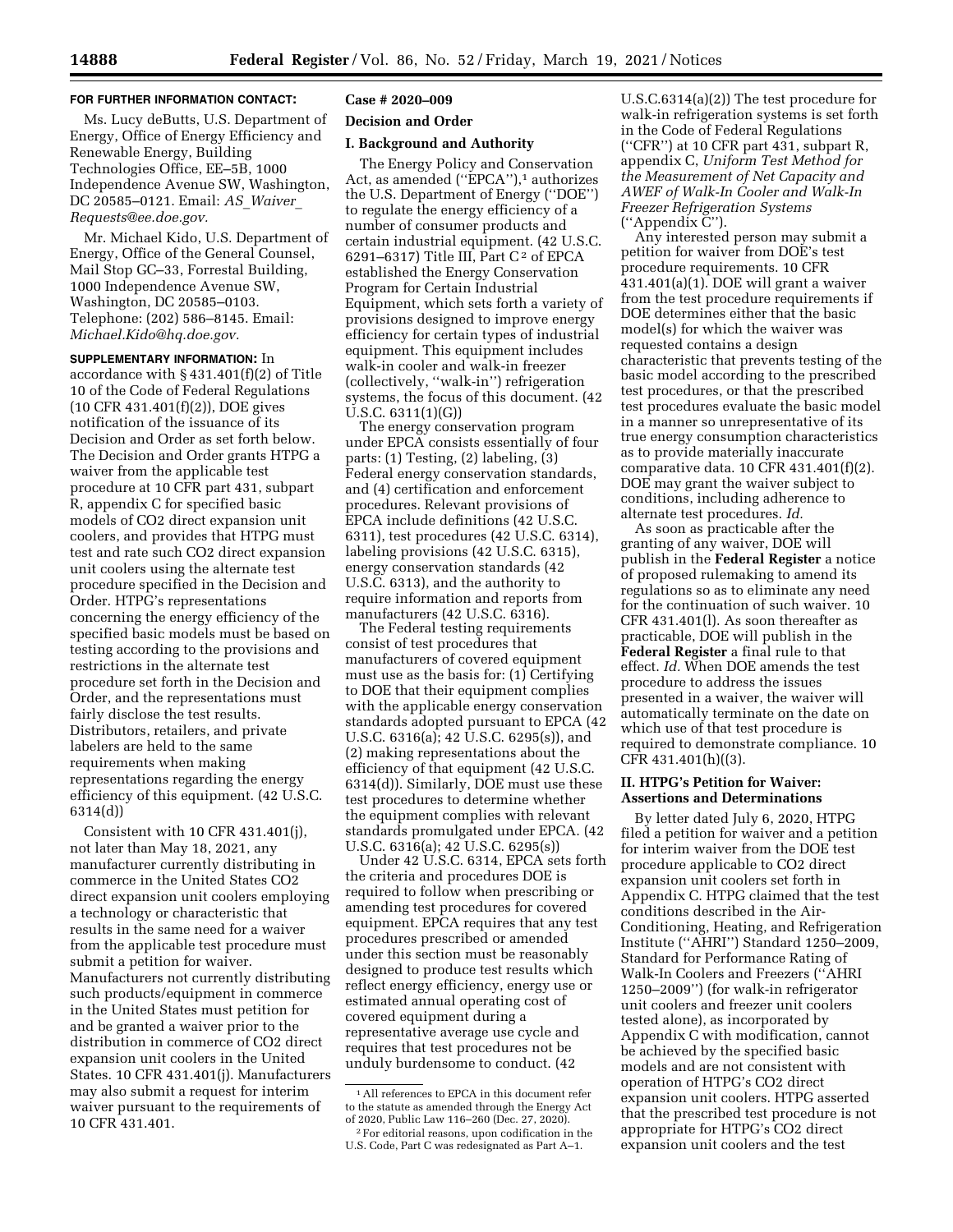**FOR FURTHER INFORMATION CONTACT:**

Ms. Lucy deButts, U.S. Department of Energy, Office of Energy Efficiency and Renewable Energy, Building Technologies Office, EE–5B, 1000 Independence Avenue SW, Washington, DC 20585–0121. Email: *AS_Waiver_Requests@ee.doe.gov.*

Mr. Michael Kido, U.S. Department of Energy, Office of the General Counsel, Mail Stop GC–33, Forrestal Building, 1000 Independence Avenue SW, Washington, DC 20585–0103. Telephone: (202) 586–8145. Email: *Michael.Kido@hq.doe.gov.*

**SUPPLEMENTARY INFORMATION:** In accordance with § 431.401(f)(2) of Title 10 of the Code of Federal Regulations (10 CFR 431.401(f)(2)), DOE gives notification of the issuance of its Decision and Order as set forth below. The Decision and Order grants HTPG a waiver from the applicable test procedure at 10 CFR part 431, subpart R, appendix C for specified basic models of CO2 direct expansion unit coolers, and provides that HTPG must test and rate such CO2 direct expansion unit coolers using the alternate test procedure specified in the Decision and Order. HTPG's representations concerning the energy efficiency of the specified basic models must be based on testing according to the provisions and restrictions in the alternate test procedure set forth in the Decision and Order, and the representations must fairly disclose the test results. Distributors, retailers, and private labelers are held to the same requirements when making representations regarding the energy efficiency of this equipment. (42 U.S.C. 6314(d))

Consistent with 10 CFR 431.401(j), not later than May 18, 2021, any manufacturer currently distributing in commerce in the United States CO2 direct expansion unit coolers employing a technology or characteristic that results in the same need for a waiver from the applicable test procedure must submit a petition for waiver. Manufacturers not currently distributing such products/equipment in commerce in the United States must petition for and be granted a waiver prior to the distribution in commerce of CO2 direct expansion unit coolers in the United States. 10 CFR 431.401(j). Manufacturers may also submit a request for interim waiver pursuant to the requirements of 10 CFR 431.401.

## Case # 2020–009

## Decision and Order

### I. Background and Authority

The Energy Policy and Conservation Act, as amended (''EPCA''),[1] authorizes the U.S. Department of Energy (''DOE'') to regulate the energy efficiency of a number of consumer products and certain industrial equipment. (42 U.S.C. 6291–6317) Title III, Part C[2] of EPCA established the Energy Conservation Program for Certain Industrial Equipment, which sets forth a variety of provisions designed to improve energy efficiency for certain types of industrial equipment. This equipment includes walk-in cooler and walk-in freezer (collectively, ''walk-in'') refrigeration systems, the focus of this document. (42 U.S.C. 6311(1)(G))

The energy conservation program under EPCA consists essentially of four parts: (1) Testing, (2) labeling, (3) Federal energy conservation standards, and (4) certification and enforcement procedures. Relevant provisions of EPCA include definitions (42 U.S.C. 6311), test procedures (42 U.S.C. 6314), labeling provisions (42 U.S.C. 6315), energy conservation standards (42 U.S.C. 6313), and the authority to require information and reports from manufacturers (42 U.S.C. 6316).

The Federal testing requirements consist of test procedures that manufacturers of covered equipment must use as the basis for: (1) Certifying to DOE that their equipment complies with the applicable energy conservation standards adopted pursuant to EPCA (42 U.S.C. 6316(a); 42 U.S.C. 6295(s)), and (2) making representations about the efficiency of that equipment (42 U.S.C. 6314(d)). Similarly, DOE must use these test procedures to determine whether the equipment complies with relevant standards promulgated under EPCA. (42 U.S.C. 6316(a); 42 U.S.C. 6295(s))

Under 42 U.S.C. 6314, EPCA sets forth the criteria and procedures DOE is required to follow when prescribing or amending test procedures for covered equipment. EPCA requires that any test procedures prescribed or amended under this section must be reasonably designed to produce test results which reflect energy efficiency, energy use or estimated annual operating cost of covered equipment during a representative average use cycle and requires that test procedures not be unduly burdensome to conduct. (42 U.S.C.6314(a)(2)) The test procedure for walk-in refrigeration systems is set forth in the Code of Federal Regulations (''CFR'') at 10 CFR part 431, subpart R, appendix C, *Uniform Test Method for the Measurement of Net Capacity and AWEF of Walk-In Cooler and Walk-In Freezer Refrigeration Systems* (''Appendix C'').

Any interested person may submit a petition for waiver from DOE's test procedure requirements. 10 CFR 431.401(a)(1). DOE will grant a waiver from the test procedure requirements if DOE determines either that the basic model(s) for which the waiver was requested contains a design characteristic that prevents testing of the basic model according to the prescribed test procedures, or that the prescribed test procedures evaluate the basic model in a manner so unrepresentative of its true energy consumption characteristics as to provide materially inaccurate comparative data. 10 CFR 431.401(f)(2). DOE may grant the waiver subject to conditions, including adherence to alternate test procedures. *Id.*

As soon as practicable after the granting of any waiver, DOE will publish in the **Federal Register** a notice of proposed rulemaking to amend its regulations so as to eliminate any need for the continuation of such waiver. 10 CFR 431.401(l). As soon thereafter as practicable, DOE will publish in the **Federal Register** a final rule to that effect. *Id.* When DOE amends the test procedure to address the issues presented in a waiver, the waiver will automatically terminate on the date on which use of that test procedure is required to demonstrate compliance. 10 CFR 431.401(h)((3).

### II. HTPG's Petition for Waiver: Assertions and Determinations

By letter dated July 6, 2020, HTPG filed a petition for waiver and a petition for interim waiver from the DOE test procedure applicable to CO2 direct expansion unit coolers set forth in Appendix C. HTPG claimed that the test conditions described in the Air-Conditioning, Heating, and Refrigeration Institute (''AHRI'') Standard 1250–2009, Standard for Performance Rating of Walk-In Coolers and Freezers (''AHRI 1250–2009'') (for walk-in refrigerator unit coolers and freezer unit coolers tested alone), as incorporated by Appendix C with modification, cannot be achieved by the specified basic models and are not consistent with operation of HTPG's CO2 direct expansion unit coolers. HTPG asserted that the prescribed test procedure is not appropriate for HTPG's CO2 direct expansion unit coolers and the test

[1] All references to EPCA in this document refer to the statute as amended through the Energy Act of 2020, Public Law 116–260 (Dec. 27, 2020).

[2] For editorial reasons, upon codification in the U.S. Code, Part C was redesignated as Part A–1.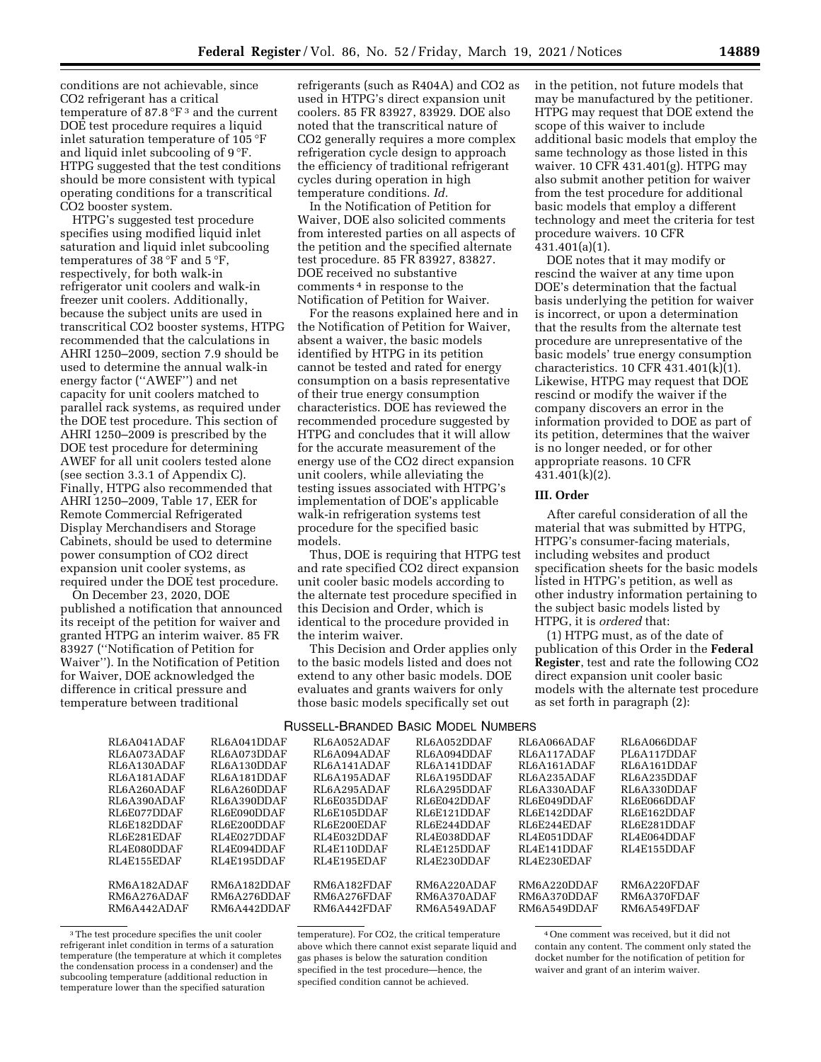conditions are not achievable, since $CO_2$ refrigerant has a critical temperature of 87.8 °F [3] and the current DOE test procedure requires a liquid inlet saturation temperature of 105 °F and liquid inlet subcooling of 9 °F. HTPG suggested that the test conditions should be more consistent with typical operating conditions for a transcritical $CO_2$ booster system.

HTPG's suggested test procedure specifies using modified liquid inlet saturation and liquid inlet subcooling temperatures of 38 °F and 5 °F, respectively, for both walk-in refrigerator unit coolers and walk-in freezer unit coolers. Additionally, because the subject units are used in transcritical $CO_2$ booster systems, HTPG recommended that the calculations in AHRI 1250–2009, section 7.9 should be used to determine the annual walk-in energy factor (''AWEF'') and net capacity for unit coolers matched to parallel rack systems, as required under the DOE test procedure. This section of AHRI 1250–2009 is prescribed by the DOE test procedure for determining AWEF for all unit coolers tested alone (see section 3.3.1 of Appendix C). Finally, HTPG also recommended that AHRI 1250–2009, Table 17, EER for Remote Commercial Refrigerated Display Merchandisers and Storage Cabinets, should be used to determine power consumption of $CO_2$ direct expansion unit cooler systems, as required under the DOE test procedure.

On December 23, 2020, DOE published a notification that announced its receipt of the petition for waiver and granted HTPG an interim waiver. 85 FR 83927 (''Notification of Petition for Waiver''). In the Notification of Petition for Waiver, DOE acknowledged the difference in critical pressure and temperature between traditional refrigerants (such as R404A) and $CO_2$ as used in HTPG's direct expansion unit coolers. 85 FR 83927, 83929. DOE also noted that the transcritical nature of $CO_2$ generally requires a more complex refrigeration cycle design to approach the efficiency of traditional refrigerant cycles during operation in high temperature conditions. *Id.*

In the Notification of Petition for Waiver, DOE also solicited comments from interested parties on all aspects of the petition and the specified alternate test procedure. 85 FR 83927, 83827. DOE received no substantive comments [4] in response to the Notification of Petition for Waiver.

For the reasons explained here and in the Notification of Petition for Waiver, absent a waiver, the basic models identified by HTPG in its petition cannot be tested and rated for energy consumption on a basis representative of their true energy consumption characteristics. DOE has reviewed the recommended procedure suggested by HTPG and concludes that it will allow for the accurate measurement of the energy use of the $CO_2$ direct expansion unit coolers, while alleviating the testing issues associated with HTPG's implementation of DOE's applicable walk-in refrigeration systems test procedure for the specified basic models.

Thus, DOE is requiring that HTPG test and rate specified $CO_2$ direct expansion unit cooler basic models according to the alternate test procedure specified in this Decision and Order, which is identical to the procedure provided in the interim waiver.

This Decision and Order applies only to the basic models listed and does not extend to any other basic models. DOE evaluates and grants waivers for only those basic models specifically set out in the petition, not future models that may be manufactured by the petitioner. HTPG may request that DOE extend the scope of this waiver to include additional basic models that employ the same technology as those listed in this waiver. 10 CFR 431.401(g). HTPG may also submit another petition for waiver from the test procedure for additional basic models that employ a different technology and meet the criteria for test procedure waivers. 10 CFR 431.401(a)(1).

DOE notes that it may modify or rescind the waiver at any time upon DOE's determination that the factual basis underlying the petition for waiver is incorrect, or upon a determination that the results from the alternate test procedure are unrepresentative of the basic models' true energy consumption characteristics. 10 CFR 431.401(k)(1). Likewise, HTPG may request that DOE rescind or modify the waiver if the company discovers an error in the information provided to DOE as part of its petition, determines that the waiver is no longer needed, or for other appropriate reasons. 10 CFR 431.401(k)(2).

## III. Order

After careful consideration of all the material that was submitted by HTPG, HTPG's consumer-facing materials, including websites and product specification sheets for the basic models listed in HTPG's petition, as well as other industry information pertaining to the subject basic models listed by HTPG, it is *ordered* that:

(1) HTPG must, as of the date of publication of this Order in the **Federal Register**, test and rate the following $CO_2$ direct expansion unit cooler basic models with the alternate test procedure as set forth in paragraph (2):

RUSSELL-BRANDED BASIC MODEL NUMBERS

| | | | | | |
|---|---|---|---|---|---|
| RL6A041ADAF | RL6A041DDAF | RL6A052ADAF | RL6A052DDAF | RL6A066ADAF | RL6A066DDAF |
| RL6A073ADAF | RL6A073DDAF | RL6A094ADAF | RL6A094DDAF | RL6A117ADAF | PL6A117DDAF |
| RL6A130ADAF | RL6A130DDAF | RL6A141ADAF | RL6A141DDAF | RL6A161ADAF | RL6A161DDAF |
| RL6A181ADAF | RL6A181DDAF | RL6A195ADAF | RL6A195DDAF | RL6A235ADAF | RL6A235DDAF |
| RL6A260ADAF | RL6A260DDAF | RL6A295ADAF | RL6A295DDAF | RL6A330ADAF | RL6A330DDAF |
| RL6A390ADAF | RL6A390DDAF | RL6E035DDAF | RL6E049DDAF | RL6E066DDAF | |
| RL6E077DDAF | RL6E090DDAF | RL6E105DDAF | RL6E121DDAF | RL6E142DDAF | RL6E162DDAF |
| RL6E182DDAF | RL6E200DDAF | RL6E200EDAF | RL6E244DDAF | RL6E244EDAF | RL6E281DDAF |
| RL6E281EDAF | RL4E027DDAF | RL4E032DDAF | RL4E038DDAF | RL4E051DDAF | RL4E064DDAF |
| RL4E080DDAF | RL4E094DDAF | RL4E110DDAF | RL4E125DDAF | RL4E141DDAF | RL4E155DDAF |
| RL4E155EDAF | RL4E195DDAF | RL4E195EDAF | RL4E230DDAF | RL4E230EDAF | |
| RM6A182ADAF | RM6A182DDAF | RM6A182FDAF | RM6A220ADAF | RM6A220DDAF | RM6A220FDAF |
| RM6A276ADAF | RM6A276DDAF | RM6A276FDAF | RM6A370ADAF | RM6A370DDAF | RM6A370FDAF |
| RM6A442ADAF | RM6A442DDAF | RM6A442FDAF | RM6A549ADAF | RM6A549DDAF | RM6A549FDAF |

[3] The test procedure specifies the unit cooler refrigerant inlet condition in terms of a saturation temperature (the temperature at which it completes the condensation process in a condenser) and the subcooling temperature (additional reduction in temperature lower than the specified saturation temperature). For $CO_2$, the critical temperature above which there cannot exist separate liquid and gas phases is below the saturation condition specified in the test procedure—hence, the specified condition cannot be achieved.

[4] One comment was received, but it did not contain any content. The comment only stated the docket number for the notification of petition for waiver and grant of an interim waiver.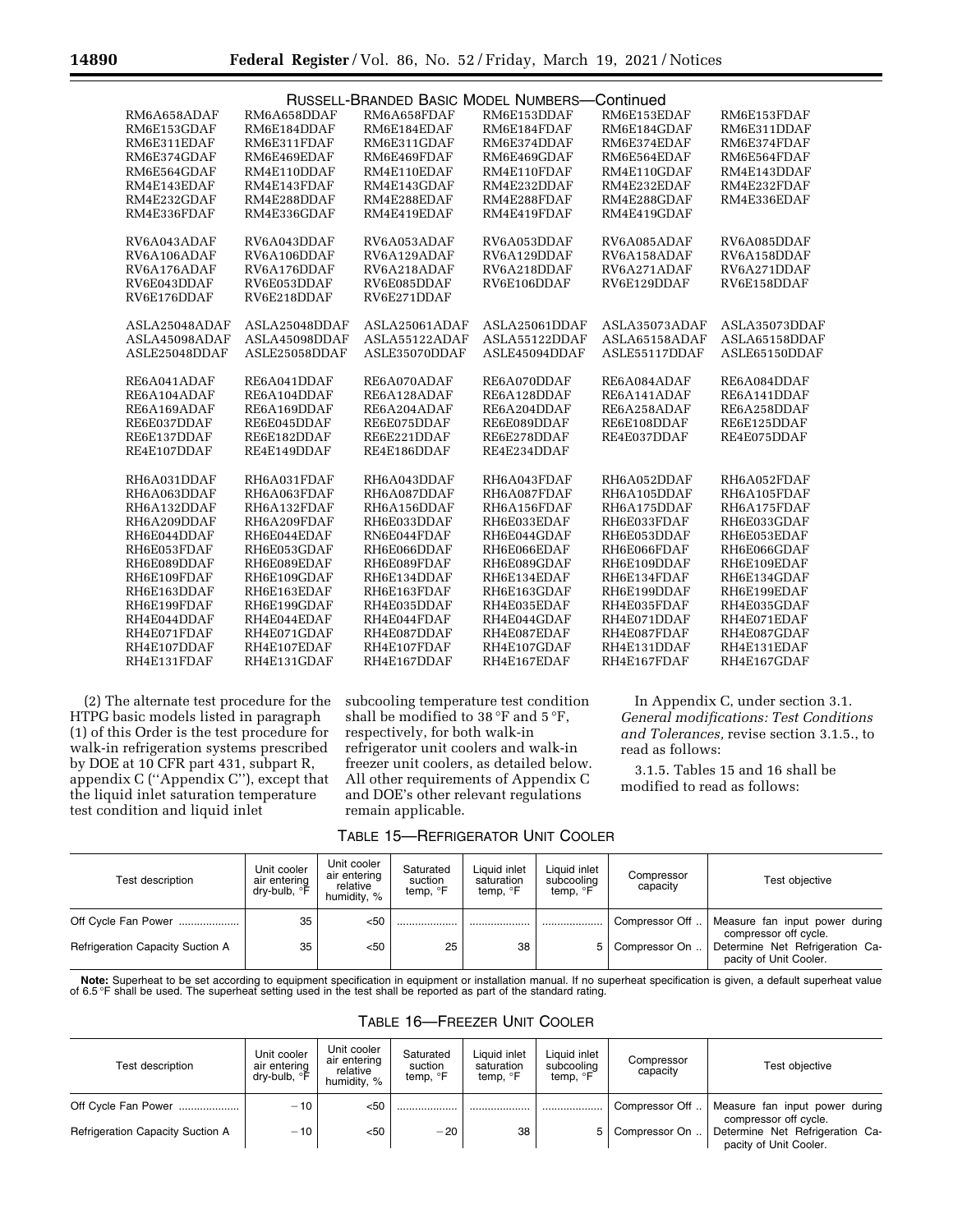RUSSELL-BRANDED BASIC MODEL NUMBERS—Continued

| | | | | | |
|---|---|---|---|---|---|
| RM6A658ADAF | RM6A658DDAF | RM6A658FDAF | RM6E153DDAF | RM6E153EDAF | RM6E153FDAF |
| RM6E153GDAF | RM6E184DDAF | RM6E184EDAF | RM6E184FDAF | RM6E184GDAF | RM6E311DDAF |
| RM6E311EDAF | RM6E311FDAF | RM6E311GDAF | RM6E374DDAF | RM6E374EDAF | RM6E374FDAF |
| RM6E374GDAF | RM6E469EDAF | RM6E469FDAF | RM6E469GDAF | RM6E564EDAF | RM6E564FDAF |
| RM6E564GDAF | RM4E110DDAF | RM4E110EDAF | RM4E110FDAF | RM4E110GDAF | RM4E143DDAF |
| RM4E143EDAF | RM4E143FDAF | RM4E143GDAF | RM4E232DDAF | RM4E232EDAF | RM4E232FDAF |
| RM4E232GDAF | RM4E288DDAF | RM4E288EDAF | RM4E288FDAF | RM4E288GDAF | RM4E336EDAF |
| RM4E336FDAF | RM4E336GDAF | RM4E419EDAF | RM4E419FDAF | RM4E419GDAF | |
| RV6A043ADAF | RV6A043DDAF | RV6A053ADAF | RV6A053DDAF | RV6A085ADAF | RV6A085DDAF |
| RV6A106ADAF | RV6A106DDAF | RV6A129ADAF | RV6A129DDAF | RV6A158ADAF | RV6A158DDAF |
| RV6A176ADAF | RV6A176DDAF | RV6A218ADAF | RV6A218DDAF | RV6A271ADAF | RV6A271DDAF |
| RV6E043DDAF | RV6E053DDAF | RV6E085DDAF | RV6E106DDAF | RV6E129DDAF | RV6E158DDAF |
| RV6E176DDAF | RV6E218DDAF | RV6E271DDAF | | | |
| ASLA25048ADAF | ASLA25048DDAF | ASLA25061ADAF | ASLA25061DDAF | ASLA35073ADAF | ASLA35073DDAF |
| ASLA45098ADAF | ASLA45098DDAF | ASLA55122ADAF | ASLA55122DDAF | ASLA65158ADAF | ASLA65158DDAF |
| ASLE25048DDAF | ASLE25058DDAF | ASLE35070DDAF | ASLE45094DDAF | ASLE55117DDAF | ASLE65150DDAF |
| RE6A041ADAF | RE6A041DDAF | RE6A070ADAF | RE6A070DDAF | RE6A084ADAF | RE6A084DDAF |
| RE6A104ADAF | RE6A104DDAF | RE6A128ADAF | RE6A128DDAF | RE6A141ADAF | RE6A141DDAF |
| RE6A169ADAF | RE6A169DDAF | RE6A204ADAF | RE6A204DDAF | RE6A258ADAF | RE6A258DDAF |
| RE6E037DDAF | RE6E045DDAF | RE6E075DDAF | RE6E089DDAF | RE6E108DDAF | RE6E125DDAF |
| RE6E137DDAF | RE6E182DDAF | RE6E221DDAF | RE6E278DDAF | RE4E037DDAF | RE4E075DDAF |
| RE4E107DDAF | RE4E149DDAF | RE4E186DDAF | RE4E234DDAF | | |
| RH6A031DDAF | RH6A031FDAF | RH6A043DDAF | RH6A043FDAF | RH6A052DDAF | RH6A052FDAF |
| RH6A063DDAF | RH6A063FDAF | RH6A087DDAF | RH6A087FDAF | RH6A105DDAF | RH6A105FDAF |
| RH6A132DDAF | RH6A132FDAF | RH6A156DDAF | RH6A156FDAF | RH6A175DDAF | RH6A175FDAF |
| RH6A209DDAF | RH6A209FDAF | RH6E033DDAF | RH6E033EDAF | RH6E033FDAF | RH6E033GDAF |
| RH6E044DDAF | RH6E044EDAF | RN6E044FDAF | RH6E044GDAF | RH6E053DDAF | RH6E053EDAF |
| RH6E053FDAF | RH6E053GDAF | RH6E066DDAF | RH6E066EDAF | RH6E066FDAF | RH6E066GDAF |
| RH6E089DDAF | RH6E089EDAF | RH6E089FDAF | RH6E089GDAF | RH6E109DDAF | RH6E109EDAF |
| RH6E109FDAF | RH6E109GDAF | RH6E134DDAF | RH6E134EDAF | RH6E134FDAF | RH6E134GDAF |
| RH6E163DDAF | RH6E163EDAF | RH6E163FDAF | RH6E163GDAF | RH6E199DDAF | RH6E199EDAF |
| RH6E199FDAF | RH6E199GDAF | RH4E035DDAF | RH4E035EDAF | RH4E035FDAF | RH4E035GDAF |
| RH4E044DDAF | RH4E044EDAF | RH4E044FDAF | RH4E044GDAF | RH4E071DDAF | RH4E071EDAF |
| RH4E071FDAF | RH4E071GDAF | RH4E087DDAF | RH4E087EDAF | RH4E087FDAF | RH4E087GDAF |
| RH4E107DDAF | RH4E107EDAF | RH4E107FDAF | RH4E107GDAF | RH4E131DDAF | RH4E131EDAF |
| RH4E131FDAF | RH4E131GDAF | RH4E167DDAF | RH4E167EDAF | RH4E167FDAF | RH4E167GDAF |

(2) The alternate test procedure for the HTPG basic models listed in paragraph (1) of this Order is the test procedure for walk-in refrigeration systems prescribed by DOE at 10 CFR part 431, subpart R, appendix C ("Appendix C"), except that the liquid inlet saturation temperature test condition and liquid inlet subcooling temperature test condition shall be modified to 38 °F and 5 °F, respectively, for both walk-in refrigerator unit coolers and walk-in freezer unit coolers, as detailed below. All other requirements of Appendix C and DOE's other relevant regulations remain applicable.

In Appendix C, under section 3.1. *General modifications: Test Conditions and Tolerances,* revise section 3.1.5., to read as follows:

3.1.5. Tables 15 and 16 shall be modified to read as follows:

TABLE 15—REFRIGERATOR UNIT COOLER

| Test description | Unit cooler air entering dry-bulb, °F | Unit cooler air entering relative humidity, % | Saturated suction temp, °F | Liquid inlet saturation temp, °F | Liquid inlet subcooling temp, °F | Compressor capacity | Test objective |
|---|---|---|---|---|---|---|---|
| Off Cycle Fan Power | 35 | <50 | | | | Compressor Off | Measure fan input power during compressor off cycle. |
| Refrigeration Capacity Suction A | 35 | <50 | 25 | 38 | 5 | Compressor On | Determine Net Refrigeration Capacity of Unit Cooler. |

**Note:** Superheat to be set according to equipment specification in equipment or installation manual. If no superheat specification is given, a default superheat value of 6.5 °F shall be used. The superheat setting used in the test shall be reported as part of the standard rating.

TABLE 16—FREEZER UNIT COOLER

| Test description | Unit cooler air entering dry-bulb, °F | Unit cooler air entering relative humidity, % | Saturated suction temp, °F | Liquid inlet saturation temp, °F | Liquid inlet subcooling temp, °F | Compressor capacity | Test objective |
|---|---|---|---|---|---|---|---|
| Off Cycle Fan Power | −10 | <50 | | | | Compressor Off | Measure fan input power during compressor off cycle. |
| Refrigeration Capacity Suction A | −10 | <50 | −20 | 38 | 5 | Compressor On | Determine Net Refrigeration Capacity of Unit Cooler. |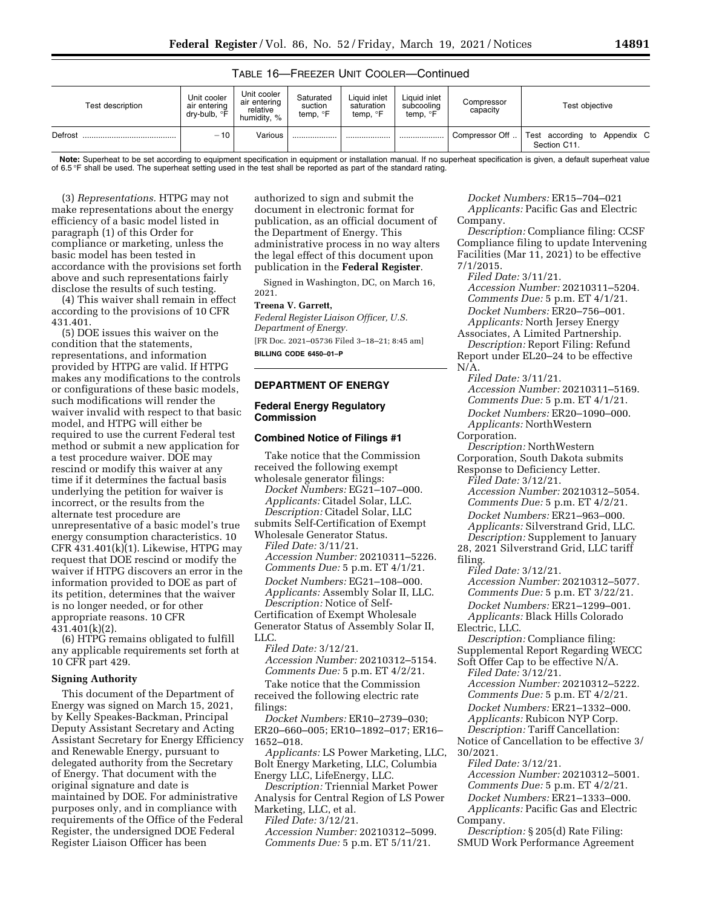TABLE 16—FREEZER UNIT COOLER—Continued

| Test description | Unit cooler air entering dry-bulb, °F | Unit cooler air entering relative humidity, % | Saturated suction temp, °F | Liquid inlet saturation temp, °F | Liquid inlet subcooling temp, °F | Compressor capacity | Test objective |
|---|---|---|---|---|---|---|---|
| Defrost | −10 | Various | | | | Compressor Off | Test according to Appendix C Section C11. |

**Note:** Superheat to be set according to equipment specification in equipment or installation manual. If no superheat specification is given, a default superheat value of 6.5 °F shall be used. The superheat setting used in the test shall be reported as part of the standard rating.

(3) *Representations.* HTPG may not make representations about the energy efficiency of a basic model listed in paragraph (1) of this Order for compliance or marketing, unless the basic model has been tested in accordance with the provisions set forth above and such representations fairly disclose the results of such testing.

(4) This waiver shall remain in effect according to the provisions of 10 CFR 431.401.

(5) DOE issues this waiver on the condition that the statements, representations, and information provided by HTPG are valid. If HTPG makes any modifications to the controls or configurations of these basic models, such modifications will render the waiver invalid with respect to that basic model, and HTPG will either be required to use the current Federal test method or submit a new application for a test procedure waiver. DOE may rescind or modify this waiver at any time if it determines the factual basis underlying the petition for waiver is incorrect, or the results from the alternate test procedure are unrepresentative of a basic model's true energy consumption characteristics. 10 CFR 431.401(k)(1). Likewise, HTPG may request that DOE rescind or modify the waiver if HTPG discovers an error in the information provided to DOE as part of its petition, determines that the waiver is no longer needed, or for other appropriate reasons. 10 CFR 431.401(k)(2).

(6) HTPG remains obligated to fulfill any applicable requirements set forth at 10 CFR part 429.

**Signing Authority**

This document of the Department of Energy was signed on March 15, 2021, by Kelly Speakes-Backman, Principal Deputy Assistant Secretary and Acting Assistant Secretary for Energy Efficiency and Renewable Energy, pursuant to delegated authority from the Secretary of Energy. That document with the original signature and date is maintained by DOE. For administrative purposes only, and in compliance with requirements of the Office of the Federal Register, the undersigned DOE Federal Register Liaison Officer has been authorized to sign and submit the document in electronic format for publication, as an official document of the Department of Energy. This administrative process in no way alters the legal effect of this document upon publication in the **Federal Register**.

Signed in Washington, DC, on March 16, 2021.

**Treena V. Garrett,**

*Federal Register Liaison Officer, U.S. Department of Energy.*

[FR Doc. 2021–05736 Filed 3–18–21; 8:45 am]

**BILLING CODE 6450–01–P**

## DEPARTMENT OF ENERGY

### Federal Energy Regulatory Commission

#### Combined Notice of Filings #1

Take notice that the Commission received the following exempt wholesale generator filings:

*Docket Numbers:* EG21–107–000.
*Applicants:* Citadel Solar, LLC.
*Description:* Citadel Solar, LLC submits Self-Certification of Exempt Wholesale Generator Status.
*Filed Date:* 3/11/21.
*Accession Number:* 20210311–5226.
*Comments Due:* 5 p.m. ET 4/1/21.

*Docket Numbers:* EG21–108–000.
*Applicants:* Assembly Solar II, LLC.
*Description:* Notice of Self-Certification of Exempt Wholesale Generator Status of Assembly Solar II, LLC.
*Filed Date:* 3/12/21.
*Accession Number:* 20210312–5154.
*Comments Due:* 5 p.m. ET 4/2/21.

Take notice that the Commission received the following electric rate filings:

*Docket Numbers:* ER10–2739–030; ER20–660–005; ER10–1892–017; ER16–1652–018.
*Applicants:* LS Power Marketing, LLC, Bolt Energy Marketing, LLC, Columbia Energy LLC, LifeEnergy, LLC.
*Description:* Triennial Market Power Analysis for Central Region of LS Power Marketing, LLC, et al.
*Filed Date:* 3/12/21.
*Accession Number:* 20210312–5099.
*Comments Due:* 5 p.m. ET 5/11/21.

*Docket Numbers:* ER15–704–021
*Applicants:* Pacific Gas and Electric Company.
*Description:* Compliance filing: CCSF Compliance filing to update Intervening Facilities (Mar 11, 2021) to be effective 7/1/2015.
*Filed Date:* 3/11/21.
*Accession Number:* 20210311–5204.
*Comments Due:* 5 p.m. ET 4/1/21.

*Docket Numbers:* ER20–756–001.
*Applicants:* North Jersey Energy Associates, A Limited Partnership.
*Description:* Report Filing: Refund Report under EL20–24 to be effective N/A.
*Filed Date:* 3/11/21.
*Accession Number:* 20210311–5169.
*Comments Due:* 5 p.m. ET 4/1/21.

*Docket Numbers:* ER20–1090–000.
*Applicants:* NorthWestern Corporation.
*Description:* NorthWestern Corporation, South Dakota submits Response to Deficiency Letter.
*Filed Date:* 3/12/21.
*Accession Number:* 20210312–5054.
*Comments Due:* 5 p.m. ET 4/2/21.

*Docket Numbers:* ER21–963–000.
*Applicants:* Silverstrand Grid, LLC.
*Description:* Supplement to January 28, 2021 Silverstrand Grid, LLC tariff filing.
*Filed Date:* 3/12/21.
*Accession Number:* 20210312–5077.
*Comments Due:* 5 p.m. ET 3/22/21.

*Docket Numbers:* ER21–1299–001.
*Applicants:* Black Hills Colorado Electric, LLC.
*Description:* Compliance filing: Supplemental Report Regarding WECC Soft Offer Cap to be effective N/A.
*Filed Date:* 3/12/21.
*Accession Number:* 20210312–5222.
*Comments Due:* 5 p.m. ET 4/2/21.

*Docket Numbers:* ER21–1332–000.
*Applicants:* Rubicon NYP Corp.
*Description:* Tariff Cancellation: Notice of Cancellation to be effective 3/30/2021.
*Filed Date:* 3/12/21.
*Accession Number:* 20210312–5001.
*Comments Due:* 5 p.m. ET 4/2/21.

*Docket Numbers:* ER21–1333–000.
*Applicants:* Pacific Gas and Electric Company.
*Description:* § 205(d) Rate Filing: SMUD Work Performance Agreement